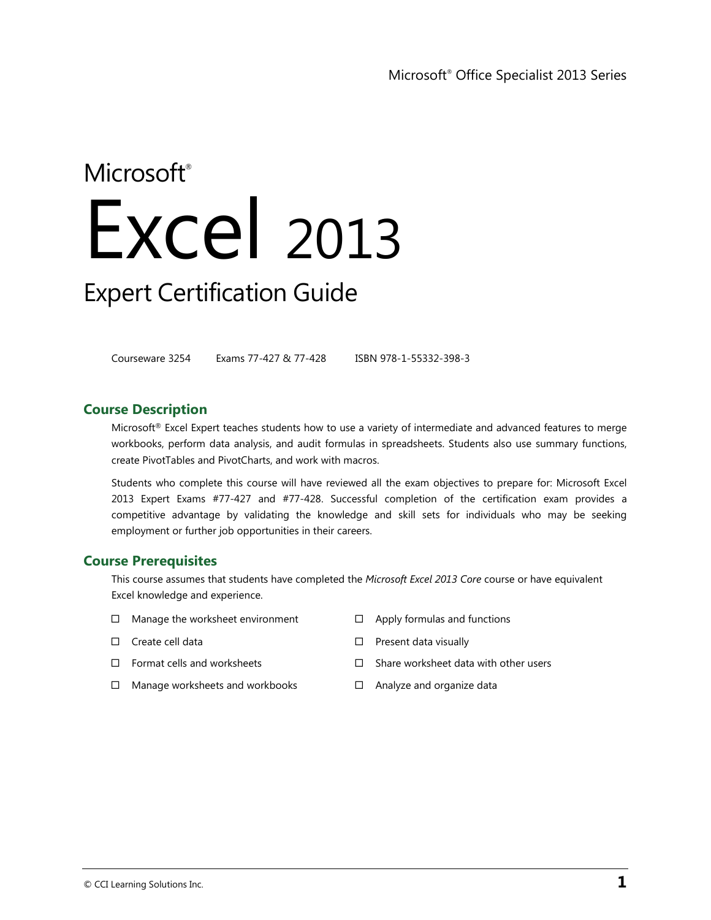Microsoft® Office Specialist 2013 Series

# Microsoft® Excel 2013

## Expert Certification Guide

Courseware 3254 Exams 77-427 & 77-428 ISBN 978-1-55332-398-3

### Course Description

Microsoft® Excel Expert teaches students how to use a variety of intermediate and advanced features to merge workbooks, perform data analysis, and audit formulas in spreadsheets. Students also use summary functions, create PivotTables and PivotCharts, and work with macros.

Students who complete this course will have reviewed all the exam objectives to prepare for: Microsoft Excel 2013 Expert Exams #77-427 and #77-428. Successful completion of the certification exam provides a competitive advantage by validating the knowledge and skill sets for individuals who may be seeking employment or further job opportunities in their careers.

### Course Prerequisites

This course assumes that students have completed the *Microsoft Excel 2013 Core* course or have equivalent Excel knowledge and experience.

- ☐ Manage the worksheet environment
- ☐ Create cell data
- ☐ Format cells and worksheets
- ☐ Manage worksheets and workbooks
- ☐ Apply formulas and functions
- ☐ Present data visually
- ☐ Share worksheet data with other users
- ☐ Analyze and organize data

© CCI Learning Solutions Inc.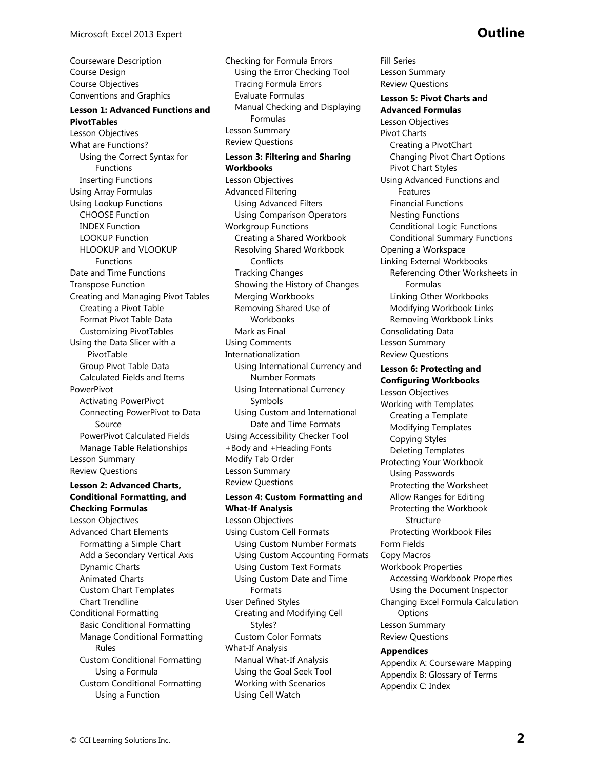# Outline

Courseware Description
Course Design
Course Objectives
Conventions and Graphics

**Lesson 1: Advanced Functions and PivotTables**

Lesson Objectives
What are Functions?
- Using the Correct Syntax for Functions
- Inserting Functions

Using Array Formulas
Using Lookup Functions
- CHOOSE Function
- INDEX Function
- LOOKUP Function
- HLOOKUP and VLOOKUP Functions

Date and Time Functions
Transpose Function
Creating and Managing Pivot Tables
- Creating a Pivot Table
- Format Pivot Table Data
- Customizing PivotTables

Using the Data Slicer with a PivotTable
- Group Pivot Table Data
- Calculated Fields and Items

PowerPivot
- Activating PowerPivot
- Connecting PowerPivot to Data Source
- PowerPivot Calculated Fields
- Manage Table Relationships

Lesson Summary
Review Questions

**Lesson 2: Advanced Charts, Conditional Formatting, and Checking Formulas**

Lesson Objectives
Advanced Chart Elements
- Formatting a Simple Chart
- Add a Secondary Vertical Axis
- Dynamic Charts
- Animated Charts
- Custom Chart Templates
- Chart Trendline

Conditional Formatting
- Basic Conditional Formatting
- Manage Conditional Formatting Rules
- Custom Conditional Formatting Using a Formula
- Custom Conditional Formatting Using a Function

Checking for Formula Errors
- Using the Error Checking Tool
- Tracing Formula Errors
- Evaluate Formulas
- Manual Checking and Displaying Formulas

Lesson Summary
Review Questions

**Lesson 3: Filtering and Sharing Workbooks**

Lesson Objectives
Advanced Filtering
- Using Advanced Filters
- Using Comparison Operators

Workgroup Functions
- Creating a Shared Workbook
- Resolving Shared Workbook Conflicts
- Tracking Changes
- Showing the History of Changes
- Merging Workbooks
- Removing Shared Use of Workbooks
- Mark as Final

Using Comments
Internationalization
- Using International Currency and Number Formats
- Using International Currency Symbols
- Using Custom and International Date and Time Formats

Using Accessibility Checker Tool
+Body and +Heading Fonts
Modify Tab Order
Lesson Summary
Review Questions

**Lesson 4: Custom Formatting and What-If Analysis**

Lesson Objectives
Using Custom Cell Formats
- Using Custom Number Formats
- Using Custom Accounting Formats
- Using Custom Text Formats
- Using Custom Date and Time Formats

User Defined Styles
- Creating and Modifying Cell Styles?
- Custom Color Formats

What-If Analysis
- Manual What-If Analysis
- Using the Goal Seek Tool
- Working with Scenarios
- Using Cell Watch

Fill Series
Lesson Summary
Review Questions

**Lesson 5: Pivot Charts and Advanced Formulas**

Lesson Objectives
Pivot Charts
- Creating a PivotChart
- Changing Pivot Chart Options
- Pivot Chart Styles

Using Advanced Functions and Features
- Financial Functions
- Nesting Functions
- Conditional Logic Functions
- Conditional Summary Functions

Opening a Workspace
Linking External Workbooks
- Referencing Other Worksheets in Formulas
- Linking Other Workbooks
- Modifying Workbook Links
- Removing Workbook Links

Consolidating Data
Lesson Summary
Review Questions

**Lesson 6: Protecting and Configuring Workbooks**

Lesson Objectives
Working with Templates
- Creating a Template
- Modifying Templates
- Copying Styles
- Deleting Templates

Protecting Your Workbook
- Using Passwords
- Protecting the Worksheet
- Allow Ranges for Editing
- Protecting the Workbook Structure
- Protecting Workbook Files

Form Fields
Copy Macros
Workbook Properties
- Accessing Workbook Properties
- Using the Document Inspector

Changing Excel Formula Calculation Options
Lesson Summary
Review Questions

**Appendices**

Appendix A: Courseware Mapping
Appendix B: Glossary of Terms
Appendix C: Index